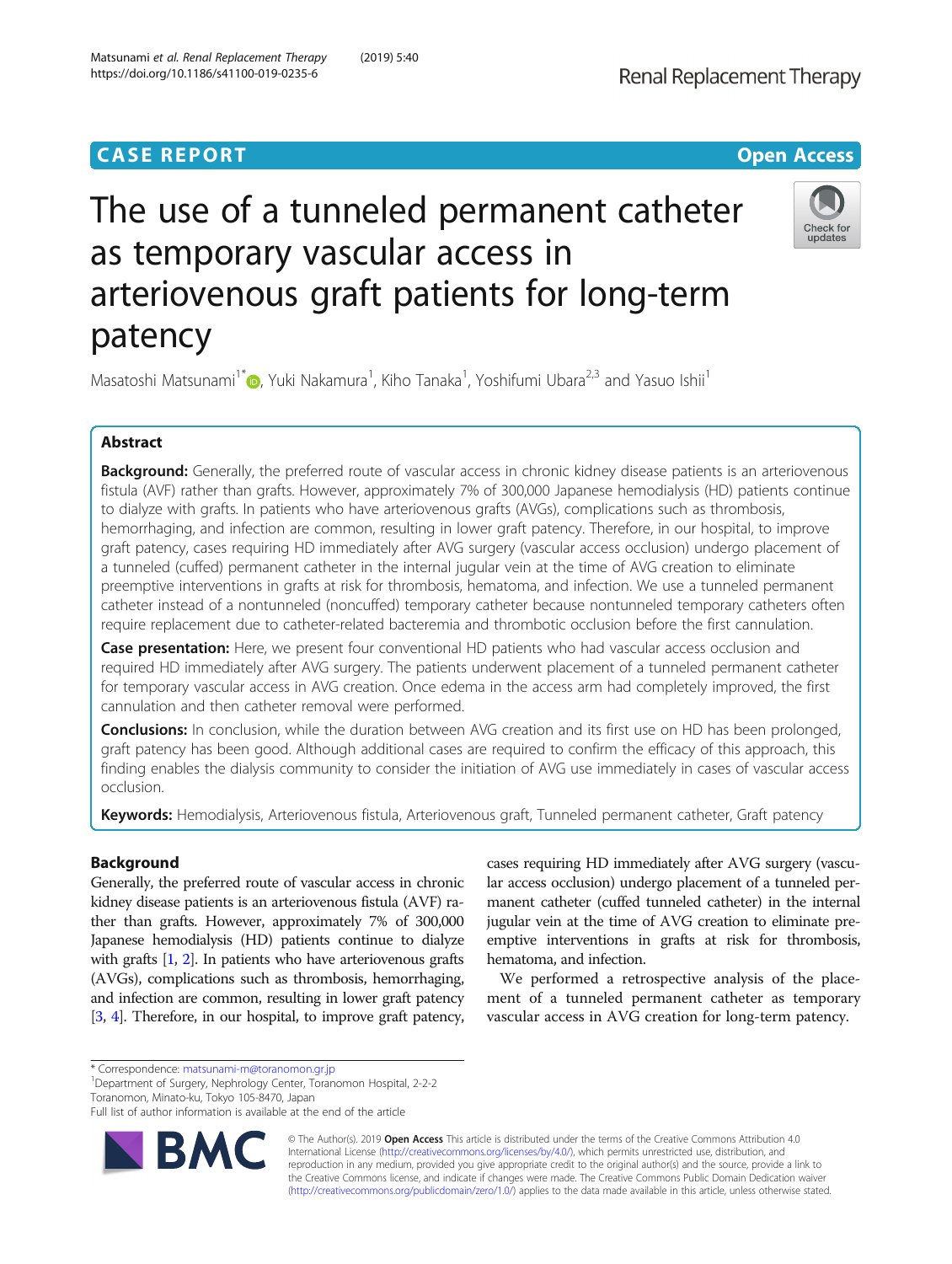CASE REPORT

Open Access

# The use of a tunneled permanent catheter as temporary vascular access in arteriovenous graft patients for long-term patency

Masatoshi Matsunami[1*], Yuki Nakamura[1], Kiho Tanaka[1], Yoshifumi Ubara[2,3] and Yasuo Ishii[1]

## Abstract

**Background:** Generally, the preferred route of vascular access in chronic kidney disease patients is an arteriovenous fistula (AVF) rather than grafts. However, approximately 7% of 300,000 Japanese hemodialysis (HD) patients continue to dialyze with grafts. In patients who have arteriovenous grafts (AVGs), complications such as thrombosis, hemorrhaging, and infection are common, resulting in lower graft patency. Therefore, in our hospital, to improve graft patency, cases requiring HD immediately after AVG surgery (vascular access occlusion) undergo placement of a tunneled (cuffed) permanent catheter in the internal jugular vein at the time of AVG creation to eliminate preemptive interventions in grafts at risk for thrombosis, hematoma, and infection. We use a tunneled permanent catheter instead of a nontunneled (noncuffed) temporary catheter because nontunneled temporary catheters often require replacement due to catheter-related bacteremia and thrombotic occlusion before the first cannulation.

**Case presentation:** Here, we present four conventional HD patients who had vascular access occlusion and required HD immediately after AVG surgery. The patients underwent placement of a tunneled permanent catheter for temporary vascular access in AVG creation. Once edema in the access arm had completely improved, the first cannulation and then catheter removal were performed.

**Conclusions:** In conclusion, while the duration between AVG creation and its first use on HD has been prolonged, graft patency has been good. Although additional cases are required to confirm the efficacy of this approach, this finding enables the dialysis community to consider the initiation of AVG use immediately in cases of vascular access occlusion.

**Keywords:** Hemodialysis, Arteriovenous fistula, Arteriovenous graft, Tunneled permanent catheter, Graft patency

## Background

Generally, the preferred route of vascular access in chronic kidney disease patients is an arteriovenous fistula (AVF) rather than grafts. However, approximately 7% of 300,000 Japanese hemodialysis (HD) patients continue to dialyze with grafts [1, 2]. In patients who have arteriovenous grafts (AVGs), complications such as thrombosis, hemorrhaging, and infection are common, resulting in lower graft patency [3, 4]. Therefore, in our hospital, to improve graft patency, cases requiring HD immediately after AVG surgery (vascular access occlusion) undergo placement of a tunneled permanent catheter (cuffed tunneled catheter) in the internal jugular vein at the time of AVG creation to eliminate preemptive interventions in grafts at risk for thrombosis, hematoma, and infection.

We performed a retrospective analysis of the placement of a tunneled permanent catheter as temporary vascular access in AVG creation for long-term patency.

\* Correspondence: matsunami-m@toranomon.gr.jp
[1]Department of Surgery, Nephrology Center, Toranomon Hospital, 2-2-2 Toranomon, Minato-ku, Tokyo 105-8470, Japan
Full list of author information is available at the end of the article

© The Author(s). 2019 **Open Access** This article is distributed under the terms of the Creative Commons Attribution 4.0 International License (http://creativecommons.org/licenses/by/4.0/), which permits unrestricted use, distribution, and reproduction in any medium, provided you give appropriate credit to the original author(s) and the source, provide a link to the Creative Commons license, and indicate if changes were made. The Creative Commons Public Domain Dedication waiver (http://creativecommons.org/publicdomain/zero/1.0/) applies to the data made available in this article, unless otherwise stated.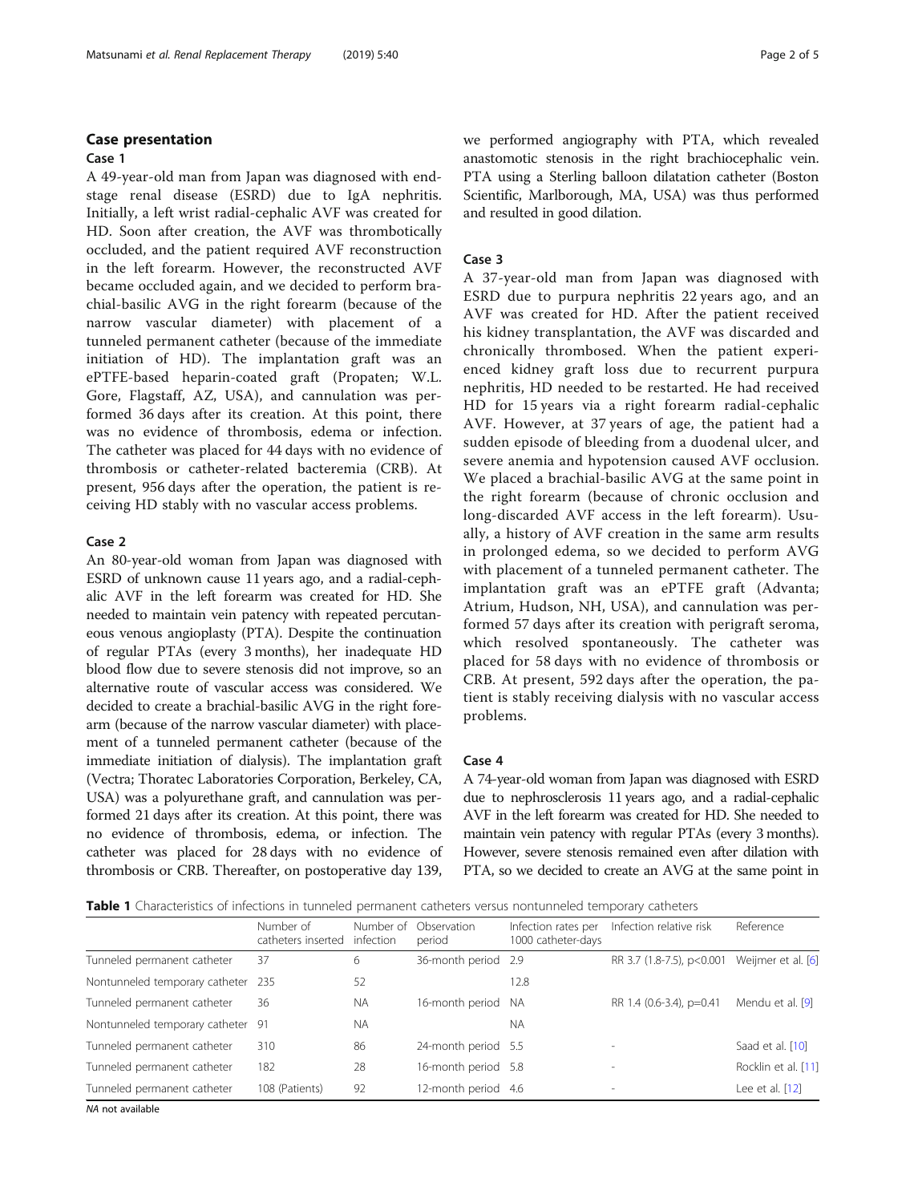## Case presentation

### Case 1

A 49-year-old man from Japan was diagnosed with end-stage renal disease (ESRD) due to IgA nephritis. Initially, a left wrist radial-cephalic AVF was created for HD. Soon after creation, the AVF was thrombotically occluded, and the patient required AVF reconstruction in the left forearm. However, the reconstructed AVF became occluded again, and we decided to perform brachial-basilic AVG in the right forearm (because of the narrow vascular diameter) with placement of a tunneled permanent catheter (because of the immediate initiation of HD). The implantation graft was an ePTFE-based heparin-coated graft (Propaten; W.L. Gore, Flagstaff, AZ, USA), and cannulation was performed 36 days after its creation. At this point, there was no evidence of thrombosis, edema or infection. The catheter was placed for 44 days with no evidence of thrombosis or catheter-related bacteremia (CRB). At present, 956 days after the operation, the patient is receiving HD stably with no vascular access problems.

### Case 2

An 80-year-old woman from Japan was diagnosed with ESRD of unknown cause 11 years ago, and a radial-cephalic AVF in the left forearm was created for HD. She needed to maintain vein patency with repeated percutaneous venous angioplasty (PTA). Despite the continuation of regular PTAs (every 3 months), her inadequate HD blood flow due to severe stenosis did not improve, so an alternative route of vascular access was considered. We decided to create a brachial-basilic AVG in the right forearm (because of the narrow vascular diameter) with placement of a tunneled permanent catheter (because of the immediate initiation of dialysis). The implantation graft (Vectra; Thoratec Laboratories Corporation, Berkeley, CA, USA) was a polyurethane graft, and cannulation was performed 21 days after its creation. At this point, there was no evidence of thrombosis, edema, or infection. The catheter was placed for 28 days with no evidence of thrombosis or CRB. Thereafter, on postoperative day 139, we performed angiography with PTA, which revealed anastomotic stenosis in the right brachiocephalic vein. PTA using a Sterling balloon dilatation catheter (Boston Scientific, Marlborough, MA, USA) was thus performed and resulted in good dilation.

### Case 3

A 37-year-old man from Japan was diagnosed with ESRD due to purpura nephritis 22 years ago, and an AVF was created for HD. After the patient received his kidney transplantation, the AVF was discarded and chronically thrombosed. When the patient experienced kidney graft loss due to recurrent purpura nephritis, HD needed to be restarted. He had received HD for 15 years via a right forearm radial-cephalic AVF. However, at 37 years of age, the patient had a sudden episode of bleeding from a duodenal ulcer, and severe anemia and hypotension caused AVF occlusion. We placed a brachial-basilic AVG at the same point in the right forearm (because of chronic occlusion and long-discarded AVF access in the left forearm). Usually, a history of AVF creation in the same arm results in prolonged edema, so we decided to perform AVG with placement of a tunneled permanent catheter. The implantation graft was an ePTFE graft (Advanta; Atrium, Hudson, NH, USA), and cannulation was performed 57 days after its creation with perigraft seroma, which resolved spontaneously. The catheter was placed for 58 days with no evidence of thrombosis or CRB. At present, 592 days after the operation, the patient is stably receiving dialysis with no vascular access problems.

### Case 4

A 74-year-old woman from Japan was diagnosed with ESRD due to nephrosclerosis 11 years ago, and a radial-cephalic AVF in the left forearm was created for HD. She needed to maintain vein patency with regular PTAs (every 3 months). However, severe stenosis remained even after dilation with PTA, so we decided to create an AVG at the same point in

**Table 1** Characteristics of infections in tunneled permanent catheters versus nontunneled temporary catheters

| | Number of catheters inserted | Number of infection | Observation period | Infection rates per 1000 catheter-days | Infection relative risk | Reference |
|---|---|---|---|---|---|---|
| Tunneled permanent catheter | 37 | 6 | 36-month period | 2.9 | RR 3.7 (1.8-7.5), p<0.001 | Weijmer et al. [6] |
| Nontunneled temporary catheter | 235 | 52 | | 12.8 | | |
| Tunneled permanent catheter | 36 | NA | 16-month period | NA | RR 1.4 (0.6-3.4), p=0.41 | Mendu et al. [9] |
| Nontunneled temporary catheter | 91 | NA | | NA | | |
| Tunneled permanent catheter | 310 | 86 | 24-month period | 5.5 | - | Saad et al. [10] |
| Tunneled permanent catheter | 182 | 28 | 16-month period | 5.8 | - | Rocklin et al. [11] |
| Tunneled permanent catheter | 108 (Patients) | 92 | 12-month period | 4.6 | - | Lee et al. [12] |

*NA* not available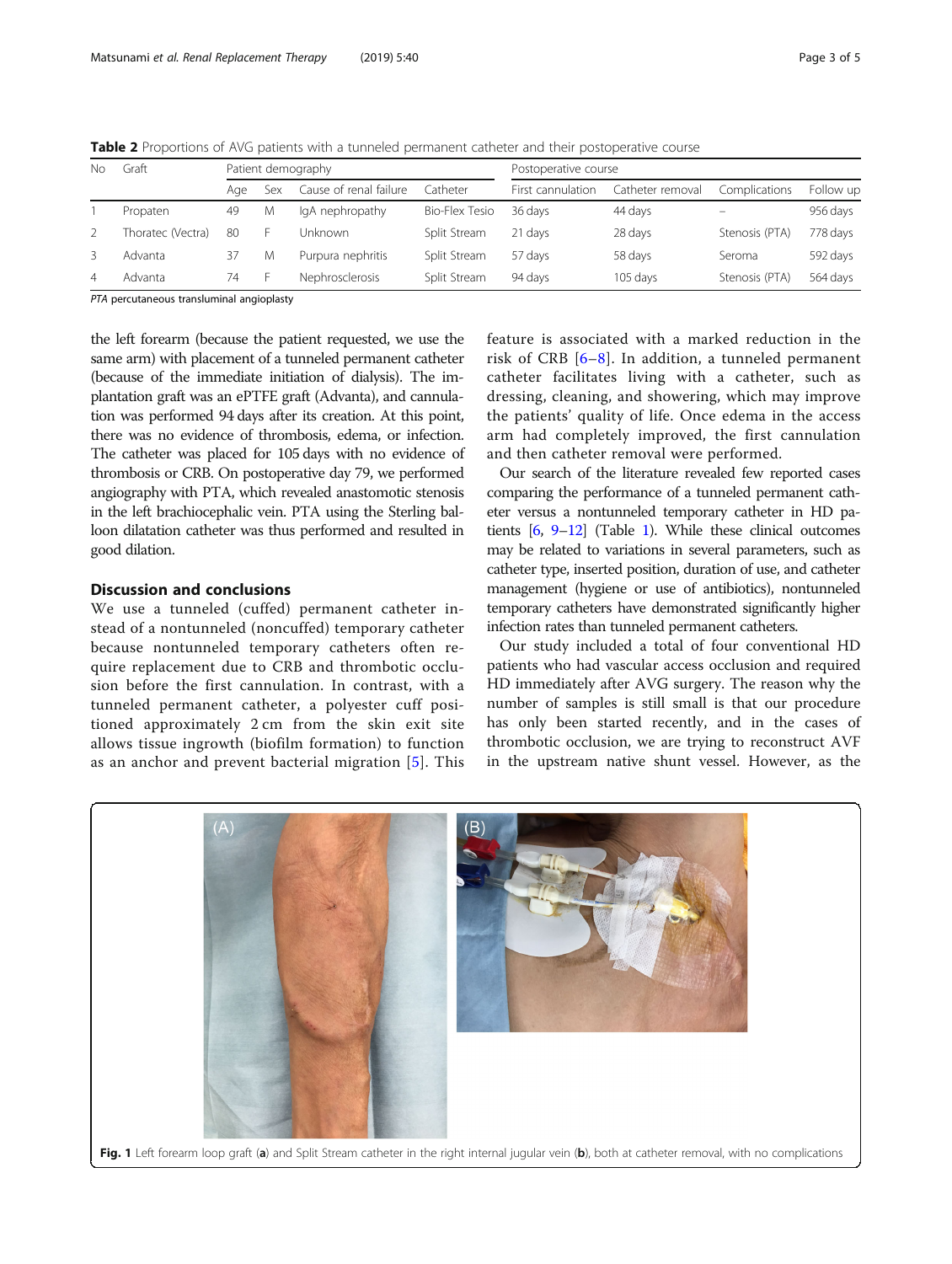**Table 2** Proportions of AVG patients with a tunneled permanent catheter and their postoperative course

| No | Graft | Patient demography | | | | Postoperative course | | | |
|---|---|---|---|---|---|---|---|---|---|
| | | Age | Sex | Cause of renal failure | Catheter | First cannulation | Catheter removal | Complications | Follow up |
| 1 | Propaten | 49 | M | IgA nephropathy | Bio-Flex Tesio | 36 days | 44 days | – | 956 days |
| 2 | Thoratec (Vectra) | 80 | F | Unknown | Split Stream | 21 days | 28 days | Stenosis (PTA) | 778 days |
| 3 | Advanta | 37 | M | Purpura nephritis | Split Stream | 57 days | 58 days | Seroma | 592 days |
| 4 | Advanta | 74 | F | Nephrosclerosis | Split Stream | 94 days | 105 days | Stenosis (PTA) | 564 days |

*PTA* percutaneous transluminal angioplasty

the left forearm (because the patient requested, we use the same arm) with placement of a tunneled permanent catheter (because of the immediate initiation of dialysis). The implantation graft was an ePTFE graft (Advanta), and cannulation was performed 94 days after its creation. At this point, there was no evidence of thrombosis, edema, or infection. The catheter was placed for 105 days with no evidence of thrombosis or CRB. On postoperative day 79, we performed angiography with PTA, which revealed anastomotic stenosis in the left brachiocephalic vein. PTA using the Sterling balloon dilatation catheter was thus performed and resulted in good dilation.

## Discussion and conclusions

We use a tunneled (cuffed) permanent catheter instead of a nontunneled (noncuffed) temporary catheter because nontunneled temporary catheters often require replacement due to CRB and thrombotic occlusion before the first cannulation. In contrast, with a tunneled permanent catheter, a polyester cuff positioned approximately 2 cm from the skin exit site allows tissue ingrowth (biofilm formation) to function as an anchor and prevent bacterial migration [5]. This feature is associated with a marked reduction in the risk of CRB [6–8]. In addition, a tunneled permanent catheter facilitates living with a catheter, such as dressing, cleaning, and showering, which may improve the patients' quality of life. Once edema in the access arm had completely improved, the first cannulation and then catheter removal were performed.

Our search of the literature revealed few reported cases comparing the performance of a tunneled permanent catheter versus a nontunneled temporary catheter in HD patients [6, 9–12] (Table 1). While these clinical outcomes may be related to variations in several parameters, such as catheter type, inserted position, duration of use, and catheter management (hygiene or use of antibiotics), nontunneled temporary catheters have demonstrated significantly higher infection rates than tunneled permanent catheters.

Our study included a total of four conventional HD patients who had vascular access occlusion and required HD immediately after AVG surgery. The reason why the number of samples is still small is that our procedure has only been started recently, and in the cases of thrombotic occlusion, we are trying to reconstruct AVF in the upstream native shunt vessel. However, as the

**Fig. 1** Left forearm loop graft (**a**) and Split Stream catheter in the right internal jugular vein (**b**), both at catheter removal, with no complications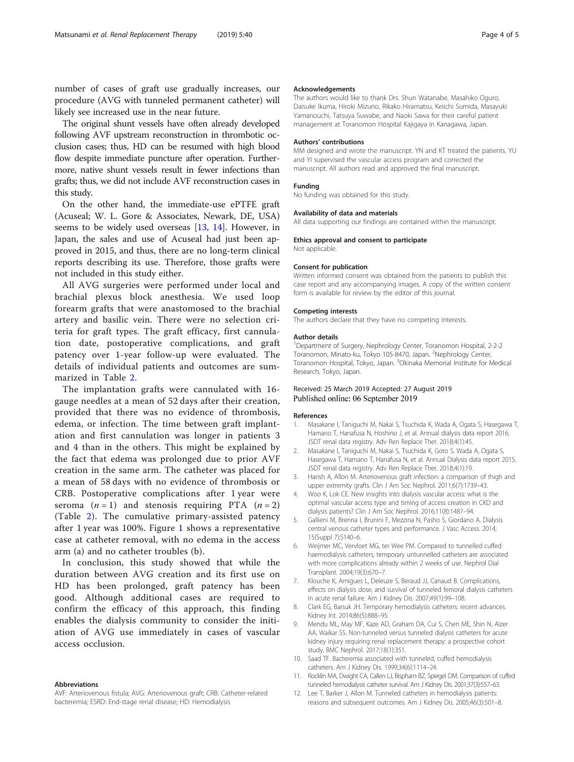number of cases of graft use gradually increases, our procedure (AVG with tunneled permanent catheter) will likely see increased use in the near future.

The original shunt vessels have often already developed following AVF upstream reconstruction in thrombotic occlusion cases; thus, HD can be resumed with high blood flow despite immediate puncture after operation. Furthermore, native shunt vessels result in fewer infections than grafts; thus, we did not include AVF reconstruction cases in this study.

On the other hand, the immediate-use ePTFE graft (Acuseal; W. L. Gore & Associates, Newark, DE, USA) seems to be widely used overseas [13, 14]. However, in Japan, the sales and use of Acuseal had just been approved in 2015, and thus, there are no long-term clinical reports describing its use. Therefore, those grafts were not included in this study either.

All AVG surgeries were performed under local and brachial plexus block anesthesia. We used loop forearm grafts that were anastomosed to the brachial artery and basilic vein. There were no selection criteria for graft types. The graft efficacy, first cannulation date, postoperative complications, and graft patency over 1-year follow-up were evaluated. The details of individual patients and outcomes are summarized in Table 2.

The implantation grafts were cannulated with 16-gauge needles at a mean of 52 days after their creation, provided that there was no evidence of thrombosis, edema, or infection. The time between graft implantation and first cannulation was longer in patients 3 and 4 than in the others. This might be explained by the fact that edema was prolonged due to prior AVF creation in the same arm. The catheter was placed for a mean of 58 days with no evidence of thrombosis or CRB. Postoperative complications after 1 year were seroma ($n = 1$) and stenosis requiring PTA ($n = 2$) (Table 2). The cumulative primary-assisted patency after 1 year was 100%. Figure 1 shows a representative case at catheter removal, with no edema in the access arm (a) and no catheter troubles (b).

In conclusion, this study showed that while the duration between AVG creation and its first use on HD has been prolonged, graft patency has been good. Although additional cases are required to confirm the efficacy of this approach, this finding enables the dialysis community to consider the initiation of AVG use immediately in cases of vascular access occlusion.

#### Abbreviations

AVF: Arteriovenous fistula; AVG: Arteriovenous graft; CRB: Catheter-related bacteremia; ESRD: End-stage renal disease; HD: Hemodialysis

#### Acknowledgements

The authors would like to thank Drs. Shun Watanabe, Masahiko Oguro, Daisuke Ikuma, Hiroki Mizuno, Rikako Hiramatsu, Keiichi Sumida, Masayuki Yamanouchi, Tatsuya Suwabe, and Naoki Sawa for their careful patient management at Toranomon Hospital Kajigaya in Kanagawa, Japan.

#### Authors' contributions

MM designed and wrote the manuscript. YN and KT treated the patients. YU and YI supervised the vascular access program and corrected the manuscript. All authors read and approved the final manuscript.

#### Funding

No funding was obtained for this study.

#### Availability of data and materials

All data supporting our findings are contained within the manuscript.

#### Ethics approval and consent to participate

Not applicable.

#### Consent for publication

Written informed consent was obtained from the patients to publish this case report and any accompanying images. A copy of the written consent form is available for review by the editor of this journal.

#### Competing interests

The authors declare that they have no competing interests.

#### Author details

[1]Department of Surgery, Nephrology Center, Toranomon Hospital, 2-2-2 Toranomon, Minato-ku, Tokyo 105-8470, Japan. [2]Nephrology Center, Toranomon Hospital, Tokyo, Japan. [3]Okinaka Memorial Institute for Medical Research, Tokyo, Japan.

Received: 25 March 2019 Accepted: 27 August 2019
Published online: 06 September 2019

#### References

1. Masakane I, Taniguchi M, Nakai S, Tsuchida K, Wada A, Ogata S, Hasegawa T, Hamano T, Hanafusa N, Hoshino J, et al. Annual dialysis data report 2016, JSDT renal data registry. Adv Ren Replace Ther. 2018;4(1):45.
2. Masakane I, Taniguchi M, Nakai S, Tsuchida K, Goto S, Wada A, Ogata S, Hasegawa T, Hamano T, Hanafusa N, et al. Annual dialysis data report 2015, JSDT renal data registry. Adv Ren Replace Ther. 2018;4(1):19.
3. Harish A, Allon M. Arteriovenous graft infection: a comparison of thigh and upper extremity grafts. Clin J Am Soc Nephrol. 2011;6(7):1739–43.
4. Woo K, Lok CE. New insights into dialysis vascular access: what is the optimal vascular access type and timing of access creation in CKD and dialysis patients? Clin J Am Soc Nephrol. 2016;11(8):1487–94.
5. Gallieni M, Brenna I, Brunini F, Mezzina N, Pasho S, Giordano A. Dialysis central venous catheter types and performance. J Vasc Access. 2014; 15(Suppl 7):S140–6.
6. Weijmer MC, Vervloet MG, ter Wee PM. Compared to tunnelled cuffed haemodialysis catheters, temporary untunnelled catheters are associated with more complications already within 2 weeks of use. Nephrol Dial Transplant. 2004;19(3):670–7.
7. Klouche K, Amigues L, Deleuze S, Beraud JJ, Canaud B. Complications, effects on dialysis dose, and survival of tunneled femoral dialysis catheters in acute renal failure. Am J Kidney Dis. 2007;49(1):99–108.
8. Clark EG, Barsuk JH. Temporary hemodialysis catheters: recent advances. Kidney Int. 2014;86(5):888–95.
9. Mendu ML, May MF, Kaze AD, Graham DA, Cui S, Chen ME, Shin N, Aizer AA, Waikar SS. Non-tunneled versus tunneled dialysis catheters for acute kidney injury requiring renal replacement therapy: a prospective cohort study. BMC Nephrol. 2017;18(1):351.
10. Saad TF. Bacteremia associated with tunneled, cuffed hemodialysis catheters. Am J Kidney Dis. 1999;34(6):1114–24.
11. Rocklin MA, Dwight CA, Callen LJ, Bispham BZ, Spiegel DM. Comparison of cuffed tunneled hemodialysis catheter survival. Am J Kidney Dis. 2001;37(3):557–63.
12. Lee T, Barker J, Allon M. Tunneled catheters in hemodialysis patients: reasons and subsequent outcomes. Am J Kidney Dis. 2005;46(3):501–8.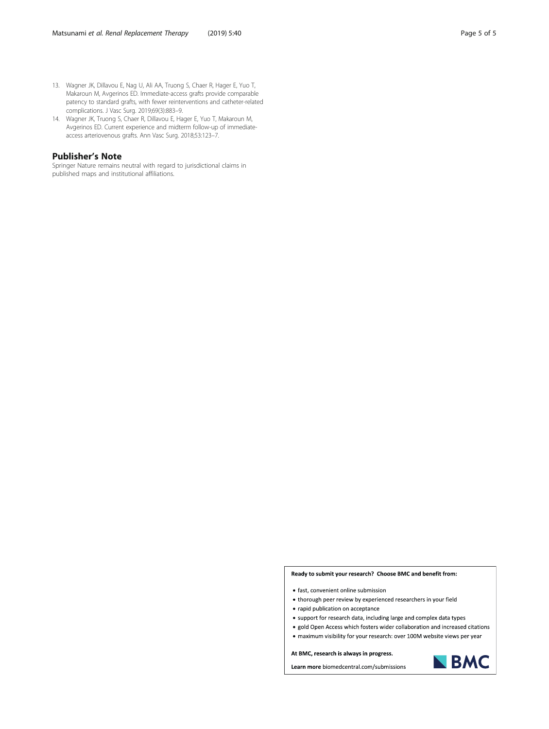13. Wagner JK, Dillavou E, Nag U, Ali AA, Truong S, Chaer R, Hager E, Yuo T, Makaroun M, Avgerinos ED. Immediate-access grafts provide comparable patency to standard grafts, with fewer reinterventions and catheter-related complications. J Vasc Surg. 2019;69(3):883–9.
14. Wagner JK, Truong S, Chaer R, Dillavou E, Hager E, Yuo T, Makaroun M, Avgerinos ED. Current experience and midterm follow-up of immediate-access arteriovenous grafts. Ann Vasc Surg. 2018;53:123–7.

## Publisher's Note

Springer Nature remains neutral with regard to jurisdictional claims in published maps and institutional affiliations.

**Ready to submit your research? Choose BMC and benefit from:**

- fast, convenient online submission
- thorough peer review by experienced researchers in your field
- rapid publication on acceptance
- support for research data, including large and complex data types
- gold Open Access which fosters wider collaboration and increased citations
- maximum visibility for your research: over 100M website views per year

**At BMC, research is always in progress.**

**Learn more** biomedcentral.com/submissions

BMC